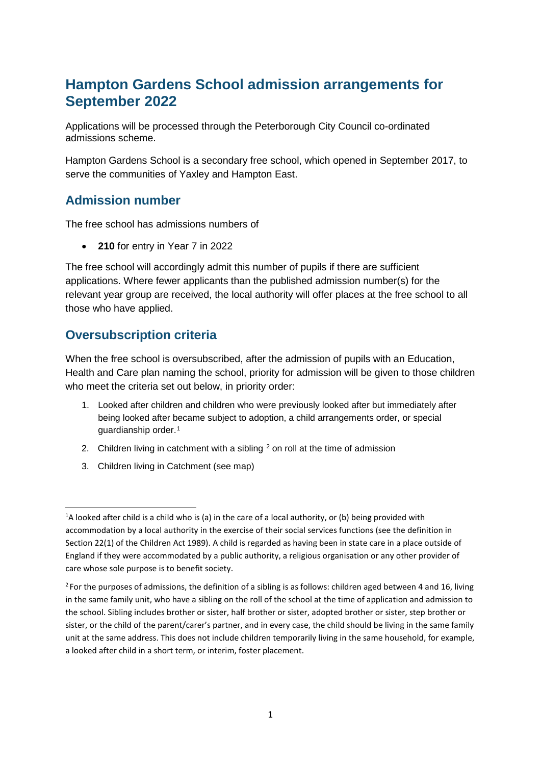# Hampton Gardens School admission arrangements for September 2022

Applications will be processed through the Peterborough City Council co-ordinated admissions scheme.

Hampton Gardens School is a secondary free school, which opened in September 2017, to serve the communities of Yaxley and Hampton East.

## Admission number

The free school has admissions numbers of

- **210** for entry in Year 7 in 2022

The free school will accordingly admit this number of pupils if there are sufficient applications. Where fewer applicants than the published admission number(s) for the relevant year group are received, the local authority will offer places at the free school to all those who have applied.

## Oversubscription criteria

When the free school is oversubscribed, after the admission of pupils with an Education, Health and Care plan naming the school, priority for admission will be given to those children who meet the criteria set out below, in priority order:

1. Looked after children and children who were previously looked after but immediately after being looked after became subject to adoption, a child arrangements order, or special guardianship order.[1]
2. Children living in catchment with a sibling [2] on roll at the time of admission
3. Children living in Catchment (see map)

---

[1] A looked after child is a child who is (a) in the care of a local authority, or (b) being provided with accommodation by a local authority in the exercise of their social services functions (see the definition in Section 22(1) of the Children Act 1989). A child is regarded as having been in state care in a place outside of England if they were accommodated by a public authority, a religious organisation or any other provider of care whose sole purpose is to benefit society.

[2] For the purposes of admissions, the definition of a sibling is as follows: children aged between 4 and 16, living in the same family unit, who have a sibling on the roll of the school at the time of application and admission to the school. Sibling includes brother or sister, half brother or sister, adopted brother or sister, step brother or sister, or the child of the parent/carer's partner, and in every case, the child should be living in the same family unit at the same address. This does not include children temporarily living in the same household, for example, a looked after child in a short term, or interim, foster placement.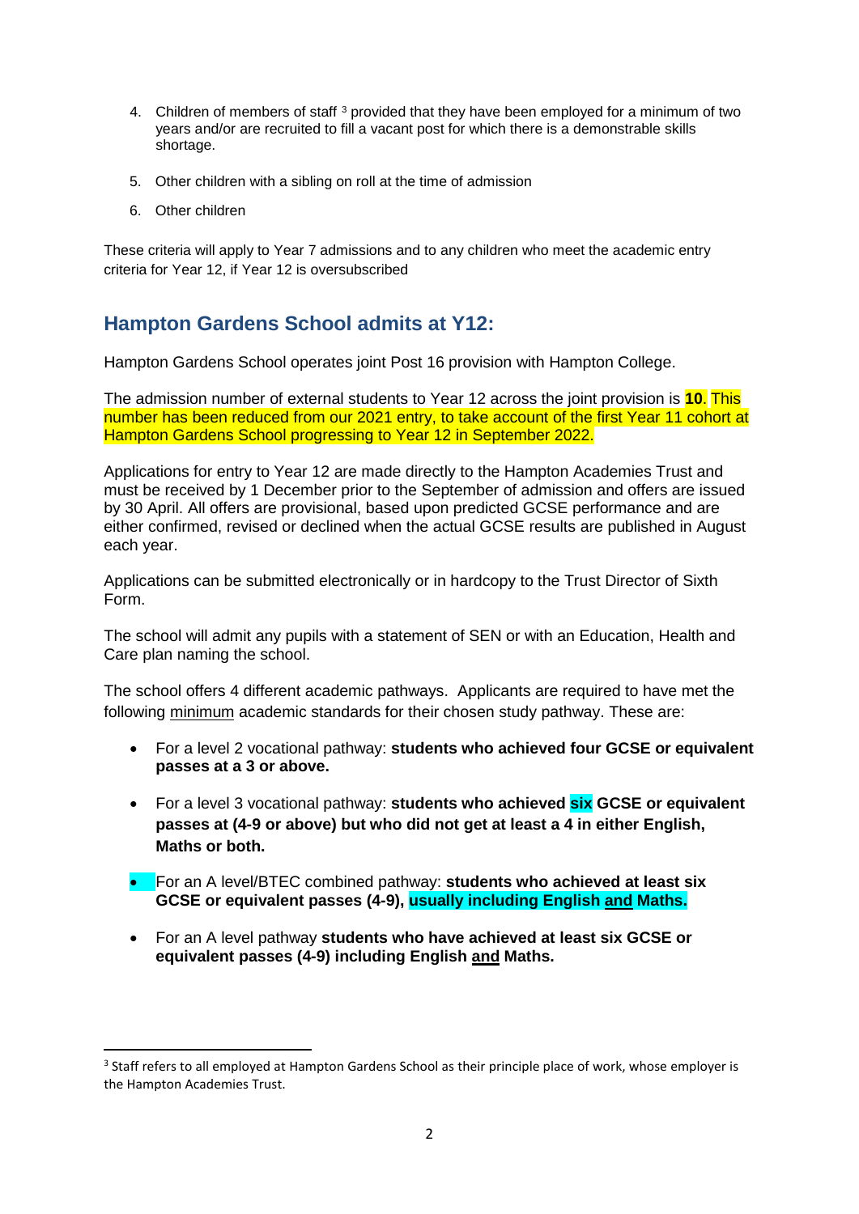4. Children of members of staff [3] provided that they have been employed for a minimum of two years and/or are recruited to fill a vacant post for which there is a demonstrable skills shortage.

5. Other children with a sibling on roll at the time of admission

6. Other children

These criteria will apply to Year 7 admissions and to any children who meet the academic entry criteria for Year 12, if Year 12 is oversubscribed

## Hampton Gardens School admits at Y12:

Hampton Gardens School operates joint Post 16 provision with Hampton College.

The admission number of external students to Year 12 across the joint provision is **10**. This number has been reduced from our 2021 entry, to take account of the first Year 11 cohort at Hampton Gardens School progressing to Year 12 in September 2022.

Applications for entry to Year 12 are made directly to the Hampton Academies Trust and must be received by 1 December prior to the September of admission and offers are issued by 30 April. All offers are provisional, based upon predicted GCSE performance and are either confirmed, revised or declined when the actual GCSE results are published in August each year.

Applications can be submitted electronically or in hardcopy to the Trust Director of Sixth Form.

The school will admit any pupils with a statement of SEN or with an Education, Health and Care plan naming the school.

The school offers 4 different academic pathways. Applicants are required to have met the following minimum academic standards for their chosen study pathway. These are:

- For a level 2 vocational pathway: **students who achieved four GCSE or equivalent passes at a 3 or above.**
- For a level 3 vocational pathway: **students who achieved six GCSE or equivalent passes at (4-9 or above) but who did not get at least a 4 in either English, Maths or both.**
- For an A level/BTEC combined pathway: **students who achieved at least six GCSE or equivalent passes (4-9), usually including English and Maths.**
- For an A level pathway **students who have achieved at least six GCSE or equivalent passes (4-9) including English and Maths.**

[3] Staff refers to all employed at Hampton Gardens School as their principle place of work, whose employer is the Hampton Academies Trust.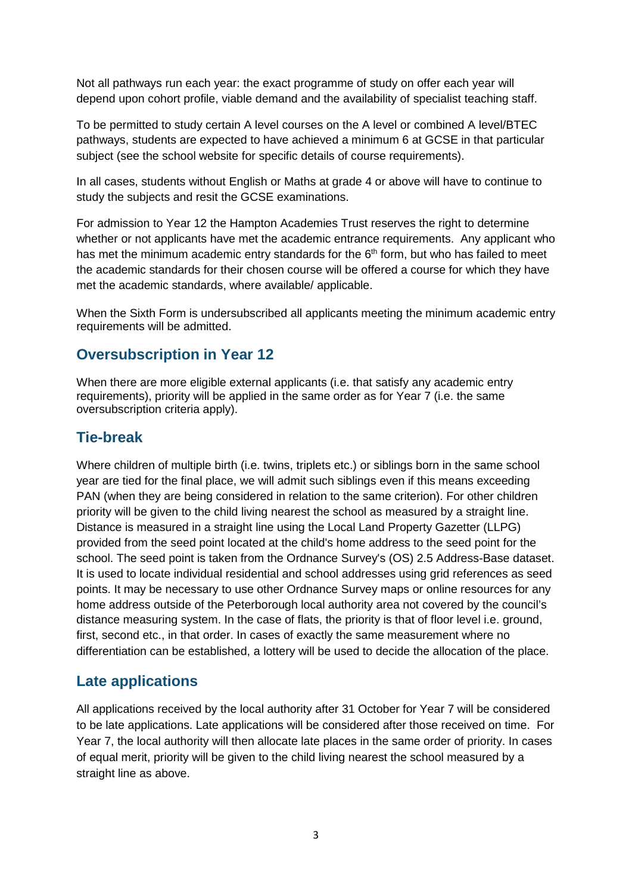Not all pathways run each year: the exact programme of study on offer each year will depend upon cohort profile, viable demand and the availability of specialist teaching staff.

To be permitted to study certain A level courses on the A level or combined A level/BTEC pathways, students are expected to have achieved a minimum 6 at GCSE in that particular subject (see the school website for specific details of course requirements).

In all cases, students without English or Maths at grade 4 or above will have to continue to study the subjects and resit the GCSE examinations.

For admission to Year 12 the Hampton Academies Trust reserves the right to determine whether or not applicants have met the academic entrance requirements. Any applicant who has met the minimum academic entry standards for the 6th form, but who has failed to meet the academic standards for their chosen course will be offered a course for which they have met the academic standards, where available/ applicable.

When the Sixth Form is undersubscribed all applicants meeting the minimum academic entry requirements will be admitted.

## Oversubscription in Year 12

When there are more eligible external applicants (i.e. that satisfy any academic entry requirements), priority will be applied in the same order as for Year 7 (i.e. the same oversubscription criteria apply).

## Tie-break

Where children of multiple birth (i.e. twins, triplets etc.) or siblings born in the same school year are tied for the final place, we will admit such siblings even if this means exceeding PAN (when they are being considered in relation to the same criterion). For other children priority will be given to the child living nearest the school as measured by a straight line. Distance is measured in a straight line using the Local Land Property Gazetter (LLPG) provided from the seed point located at the child's home address to the seed point for the school. The seed point is taken from the Ordnance Survey's (OS) 2.5 Address-Base dataset. It is used to locate individual residential and school addresses using grid references as seed points. It may be necessary to use other Ordnance Survey maps or online resources for any home address outside of the Peterborough local authority area not covered by the council's distance measuring system. In the case of flats, the priority is that of floor level i.e. ground, first, second etc., in that order. In cases of exactly the same measurement where no differentiation can be established, a lottery will be used to decide the allocation of the place.

## Late applications

All applications received by the local authority after 31 October for Year 7 will be considered to be late applications. Late applications will be considered after those received on time. For Year 7, the local authority will then allocate late places in the same order of priority. In cases of equal merit, priority will be given to the child living nearest the school measured by a straight line as above.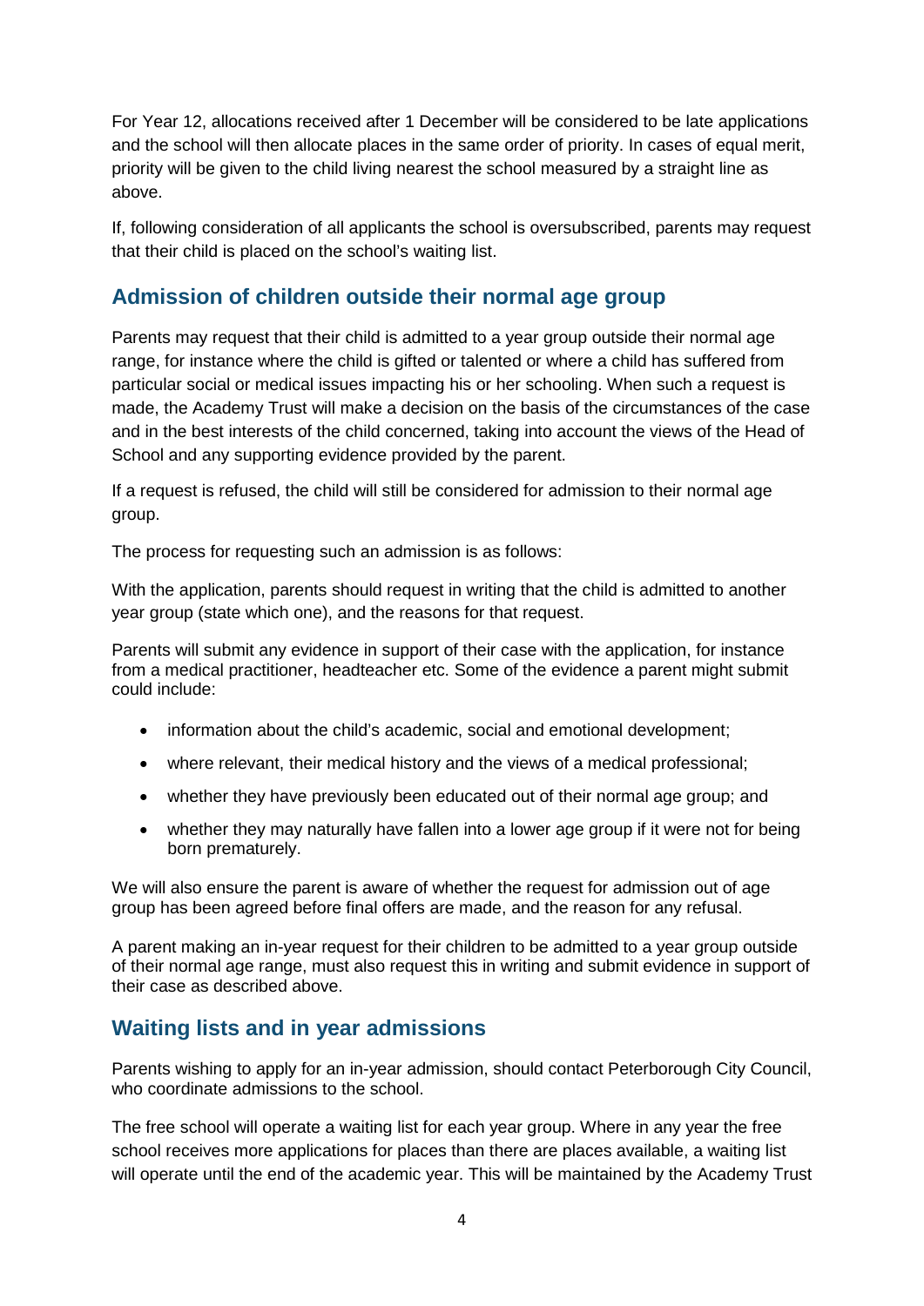For Year 12, allocations received after 1 December will be considered to be late applications and the school will then allocate places in the same order of priority. In cases of equal merit, priority will be given to the child living nearest the school measured by a straight line as above.

If, following consideration of all applicants the school is oversubscribed, parents may request that their child is placed on the school's waiting list.

## Admission of children outside their normal age group

Parents may request that their child is admitted to a year group outside their normal age range, for instance where the child is gifted or talented or where a child has suffered from particular social or medical issues impacting his or her schooling. When such a request is made, the Academy Trust will make a decision on the basis of the circumstances of the case and in the best interests of the child concerned, taking into account the views of the Head of School and any supporting evidence provided by the parent.

If a request is refused, the child will still be considered for admission to their normal age group.

The process for requesting such an admission is as follows:

With the application, parents should request in writing that the child is admitted to another year group (state which one), and the reasons for that request.

Parents will submit any evidence in support of their case with the application, for instance from a medical practitioner, headteacher etc. Some of the evidence a parent might submit could include:

- information about the child's academic, social and emotional development;
- where relevant, their medical history and the views of a medical professional;
- whether they have previously been educated out of their normal age group; and
- whether they may naturally have fallen into a lower age group if it were not for being born prematurely.

We will also ensure the parent is aware of whether the request for admission out of age group has been agreed before final offers are made, and the reason for any refusal.

A parent making an in-year request for their children to be admitted to a year group outside of their normal age range, must also request this in writing and submit evidence in support of their case as described above.

## Waiting lists and in year admissions

Parents wishing to apply for an in-year admission, should contact Peterborough City Council, who coordinate admissions to the school.

The free school will operate a waiting list for each year group. Where in any year the free school receives more applications for places than there are places available, a waiting list will operate until the end of the academic year. This will be maintained by the Academy Trust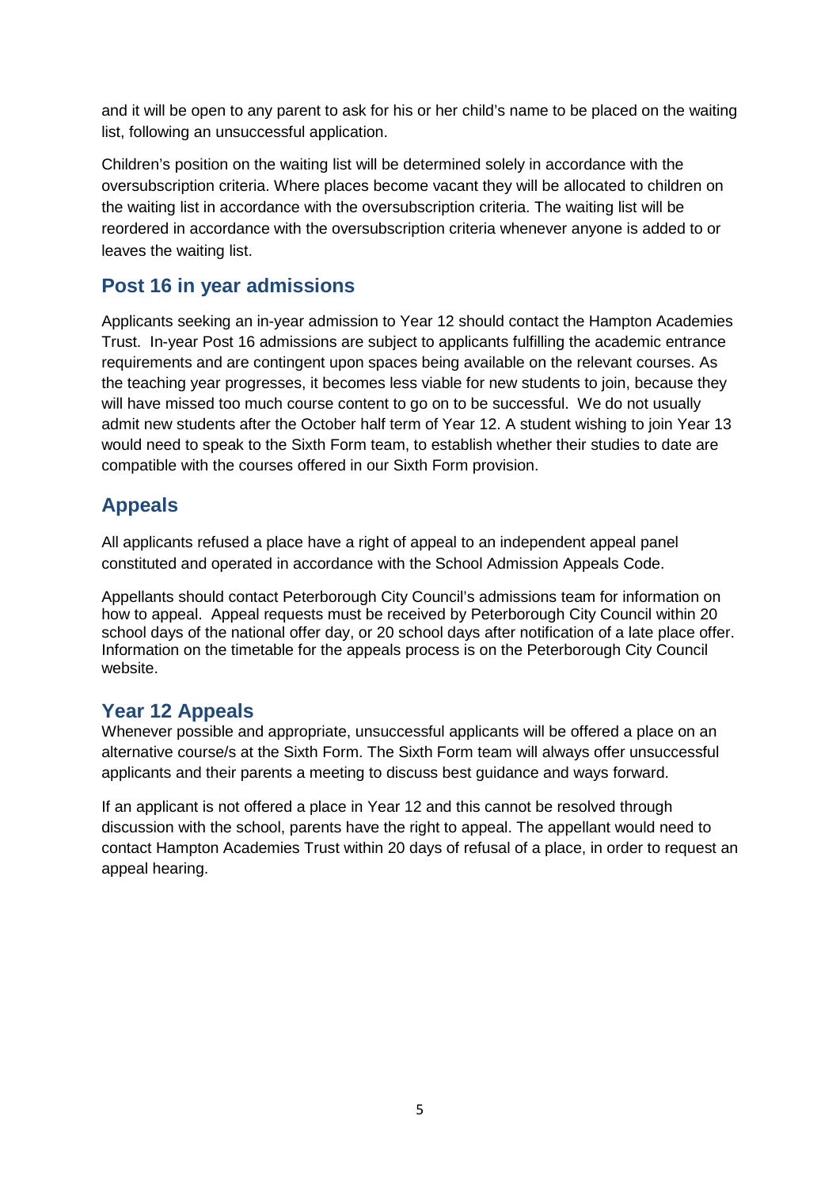and it will be open to any parent to ask for his or her child's name to be placed on the waiting list, following an unsuccessful application.

Children's position on the waiting list will be determined solely in accordance with the oversubscription criteria. Where places become vacant they will be allocated to children on the waiting list in accordance with the oversubscription criteria. The waiting list will be reordered in accordance with the oversubscription criteria whenever anyone is added to or leaves the waiting list.

## Post 16 in year admissions

Applicants seeking an in-year admission to Year 12 should contact the Hampton Academies Trust. In-year Post 16 admissions are subject to applicants fulfilling the academic entrance requirements and are contingent upon spaces being available on the relevant courses. As the teaching year progresses, it becomes less viable for new students to join, because they will have missed too much course content to go on to be successful. We do not usually admit new students after the October half term of Year 12. A student wishing to join Year 13 would need to speak to the Sixth Form team, to establish whether their studies to date are compatible with the courses offered in our Sixth Form provision.

## Appeals

All applicants refused a place have a right of appeal to an independent appeal panel constituted and operated in accordance with the School Admission Appeals Code.

Appellants should contact Peterborough City Council's admissions team for information on how to appeal. Appeal requests must be received by Peterborough City Council within 20 school days of the national offer day, or 20 school days after notification of a late place offer. Information on the timetable for the appeals process is on the Peterborough City Council website.

## Year 12 Appeals

Whenever possible and appropriate, unsuccessful applicants will be offered a place on an alternative course/s at the Sixth Form. The Sixth Form team will always offer unsuccessful applicants and their parents a meeting to discuss best guidance and ways forward.

If an applicant is not offered a place in Year 12 and this cannot be resolved through discussion with the school, parents have the right to appeal. The appellant would need to contact Hampton Academies Trust within 20 days of refusal of a place, in order to request an appeal hearing.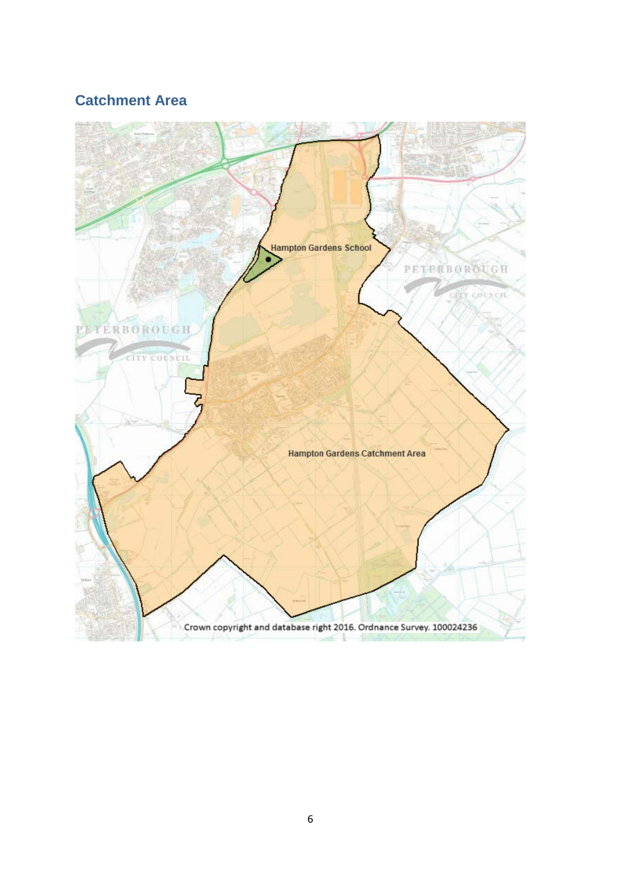## Catchment Area

Hampton Gardens School

PETERBOROUGH
CITY COUNCIL

PETERBOROUGH
CITY COUNCIL

Hampton Gardens Catchment Area

Crown copyright and database right 2016. Ordnance Survey. 100024236